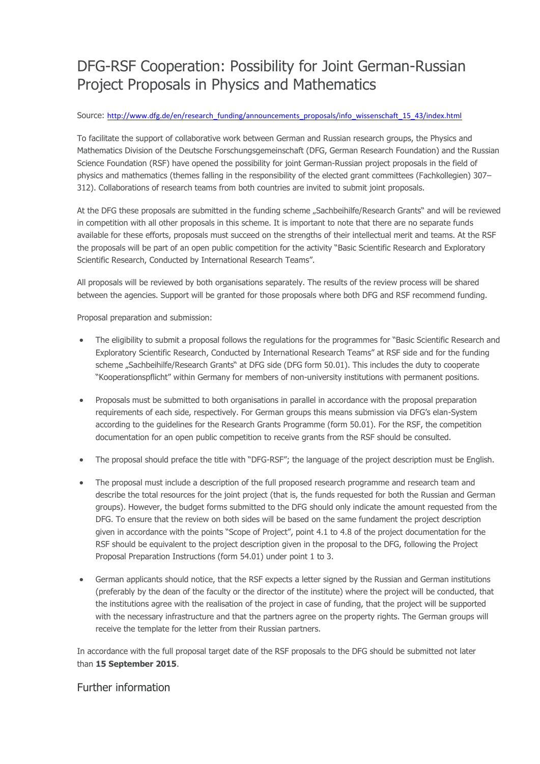# DFG-RSF Cooperation: Possibility for Joint German-Russian Project Proposals in Physics and Mathematics

Source: http://www.dfg.de/en/research_funding/announcements_proposals/info_wissenschaft_15_43/index.html

To facilitate the support of collaborative work between German and Russian research groups, the Physics and Mathematics Division of the Deutsche Forschungsgemeinschaft (DFG, German Research Foundation) and the Russian Science Foundation (RSF) have opened the possibility for joint German-Russian project proposals in the field of physics and mathematics (themes falling in the responsibility of the elected grant committees (Fachkollegien) 307–312). Collaborations of research teams from both countries are invited to submit joint proposals.

At the DFG these proposals are submitted in the funding scheme „Sachbeihilfe/Research Grants" and will be reviewed in competition with all other proposals in this scheme. It is important to note that there are no separate funds available for these efforts, proposals must succeed on the strengths of their intellectual merit and teams. At the RSF the proposals will be part of an open public competition for the activity "Basic Scientific Research and Exploratory Scientific Research, Conducted by International Research Teams".

All proposals will be reviewed by both organisations separately. The results of the review process will be shared between the agencies. Support will be granted for those proposals where both DFG and RSF recommend funding.

Proposal preparation and submission:

- The eligibility to submit a proposal follows the regulations for the programmes for "Basic Scientific Research and Exploratory Scientific Research, Conducted by International Research Teams" at RSF side and for the funding scheme „Sachbeihilfe/Research Grants" at DFG side (DFG form 50.01). This includes the duty to cooperate "Kooperationspflicht" within Germany for members of non-university institutions with permanent positions.
- Proposals must be submitted to both organisations in parallel in accordance with the proposal preparation requirements of each side, respectively. For German groups this means submission via DFG's elan-System according to the guidelines for the Research Grants Programme (form 50.01). For the RSF, the competition documentation for an open public competition to receive grants from the RSF should be consulted.
- The proposal should preface the title with "DFG-RSF"; the language of the project description must be English.
- The proposal must include a description of the full proposed research programme and research team and describe the total resources for the joint project (that is, the funds requested for both the Russian and German groups). However, the budget forms submitted to the DFG should only indicate the amount requested from the DFG. To ensure that the review on both sides will be based on the same fundament the project description given in accordance with the points "Scope of Project", point 4.1 to 4.8 of the project documentation for the RSF should be equivalent to the project description given in the proposal to the DFG, following the Project Proposal Preparation Instructions (form 54.01) under point 1 to 3.
- German applicants should notice, that the RSF expects a letter signed by the Russian and German institutions (preferably by the dean of the faculty or the director of the institute) where the project will be conducted, that the institutions agree with the realisation of the project in case of funding, that the project will be supported with the necessary infrastructure and that the partners agree on the property rights. The German groups will receive the template for the letter from their Russian partners.

In accordance with the full proposal target date of the RSF proposals to the DFG should be submitted not later than **15 September 2015**.

## Further information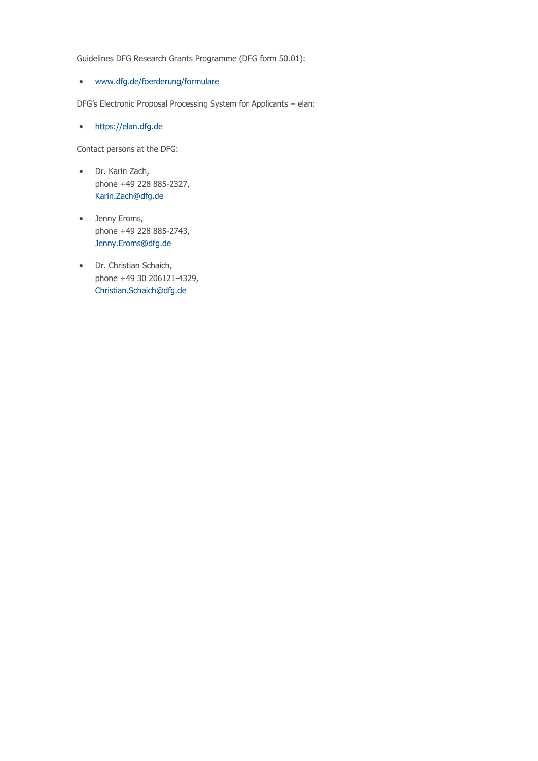Guidelines DFG Research Grants Programme (DFG form 50.01):

- www.dfg.de/foerderung/formulare

DFG's Electronic Proposal Processing System for Applicants – elan:

- https://elan.dfg.de

Contact persons at the DFG:

- Dr. Karin Zach,
  phone +49 228 885-2327,
  Karin.Zach@dfg.de

- Jenny Eroms,
  phone +49 228 885-2743,
  Jenny.Eroms@dfg.de

- Dr. Christian Schaich,
  phone +49 30 206121-4329,
  Christian.Schaich@dfg.de